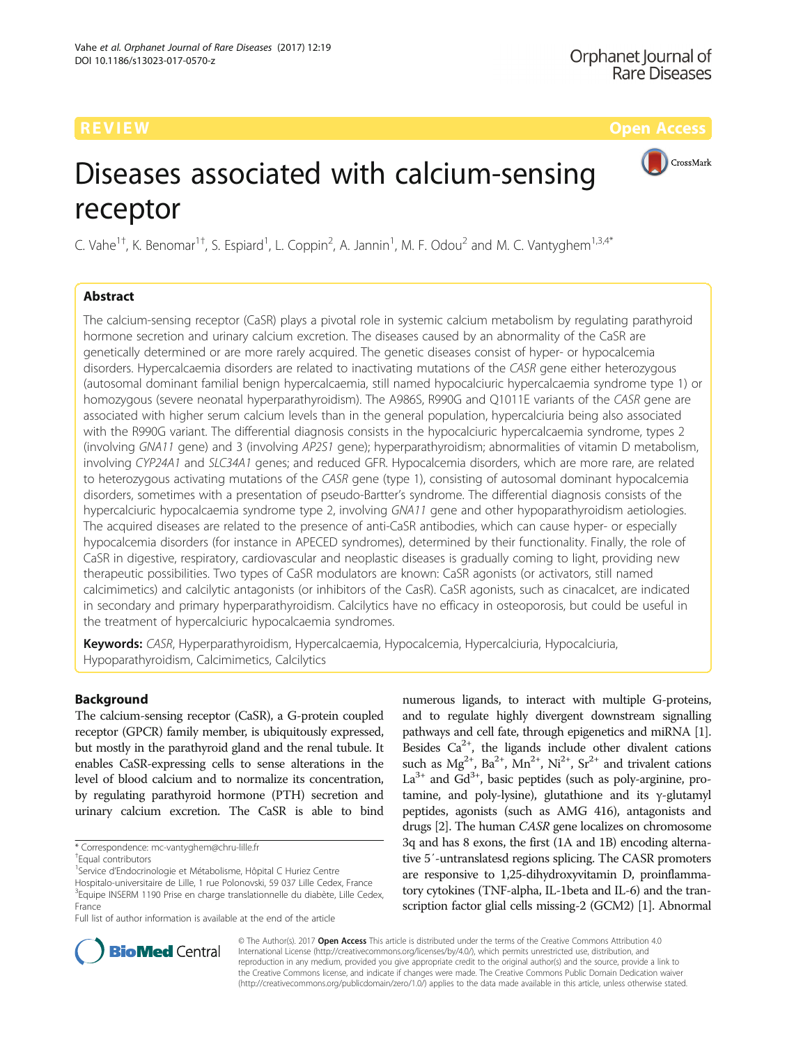REVIEW Open Access

# Diseases associated with calcium-sensing receptor

C. Vahe[1†], K. Benomar[1†], S. Espiard[1], L. Coppin[2], A. Jannin[1], M. F. Odou[2] and M. C. Vantyghem[1,3,4*]

## Abstract

The calcium-sensing receptor (CaSR) plays a pivotal role in systemic calcium metabolism by regulating parathyroid hormone secretion and urinary calcium excretion. The diseases caused by an abnormality of the CaSR are genetically determined or are more rarely acquired. The genetic diseases consist of hyper- or hypocalcemia disorders. Hypercalcaemia disorders are related to inactivating mutations of the *CASR* gene either heterozygous (autosomal dominant familial benign hypercalcaemia, still named hypocalciuric hypercalcaemia syndrome type 1) or homozygous (severe neonatal hyperparathyroidism). The A986S, R990G and Q1011E variants of the *CASR* gene are associated with higher serum calcium levels than in the general population, hypercalciuria being also associated with the R990G variant. The differential diagnosis consists in the hypocalciuric hypercalcaemia syndrome, types 2 (involving *GNA11* gene) and 3 (involving *AP2S1* gene); hyperparathyroidism; abnormalities of vitamin D metabolism, involving *CYP24A1* and *SLC34A1* genes; and reduced GFR. Hypocalcemia disorders, which are more rare, are related to heterozygous activating mutations of the *CASR* gene (type 1), consisting of autosomal dominant hypocalcemia disorders, sometimes with a presentation of pseudo-Bartter's syndrome. The differential diagnosis consists of the hypercalciuric hypocalcaemia syndrome type 2, involving *GNA11* gene and other hypoparathyroidism aetiologies. The acquired diseases are related to the presence of anti-CaSR antibodies, which can cause hyper- or especially hypocalcemia disorders (for instance in APECED syndromes), determined by their functionality. Finally, the role of CaSR in digestive, respiratory, cardiovascular and neoplastic diseases is gradually coming to light, providing new therapeutic possibilities. Two types of CaSR modulators are known: CaSR agonists (or activators, still named calcimimetics) and calcilytic antagonists (or inhibitors of the CasR). CaSR agonists, such as cinacalcet, are indicated in secondary and primary hyperparathyroidism. Calcilytics have no efficacy in osteoporosis, but could be useful in the treatment of hypercalciuric hypocalcaemia syndromes.

**Keywords:** *CASR*, Hyperparathyroidism, Hypercalcaemia, Hypocalcemia, Hypercalciuria, Hypocalciuria, Hypoparathyroidism, Calcimimetics, Calcilytics

## Background

The calcium-sensing receptor (CaSR), a G-protein coupled receptor (GPCR) family member, is ubiquitously expressed, but mostly in the parathyroid gland and the renal tubule. It enables CaSR-expressing cells to sense alterations in the level of blood calcium and to normalize its concentration, by regulating parathyroid hormone (PTH) secretion and urinary calcium excretion. The CaSR is able to bind numerous ligands, to interact with multiple G-proteins, and to regulate highly divergent downstream signalling pathways and cell fate, through epigenetics and miRNA [1]. Besides $Ca^{2+}$, the ligands include other divalent cations such as $Mg^{2+}$, $Ba^{2+}$, $Mn^{2+}$, $Ni^{2+}$, $Sr^{2+}$ and trivalent cations $La^{3+}$ and $Gd^{3+}$, basic peptides (such as poly-arginine, protamine, and poly-lysine), glutathione and its γ-glutamyl peptides, agonists (such as AMG 416), antagonists and drugs [2]. The human *CASR* gene localizes on chromosome 3q and has 8 exons, the first (1A and 1B) encoding alternative 5′-untranslatesd regions splicing. The CASR promoters are responsive to 1,25-dihydroxyvitamin D, proinflammatory cytokines (TNF-alpha, IL-1beta and IL-6) and the transcription factor glial cells missing-2 (GCM2) [1]. Abnormal

* Correspondence: mc-vantyghem@chru-lille.fr
†Equal contributors
[1]Service d'Endocrinologie et Métabolisme, Hôpital C Huriez Centre Hospitalo-universitaire de Lille, 1 rue Polonovski, 59 037 Lille Cedex, France
[3]Equipe INSERM 1190 Prise en charge translationnelle du diabète, Lille Cedex, France
Full list of author information is available at the end of the article

© The Author(s). 2017 **Open Access** This article is distributed under the terms of the Creative Commons Attribution 4.0 International License (http://creativecommons.org/licenses/by/4.0/), which permits unrestricted use, distribution, and reproduction in any medium, provided you give appropriate credit to the original author(s) and the source, provide a link to the Creative Commons license, and indicate if changes were made. The Creative Commons Public Domain Dedication waiver (http://creativecommons.org/publicdomain/zero/1.0/) applies to the data made available in this article, unless otherwise stated.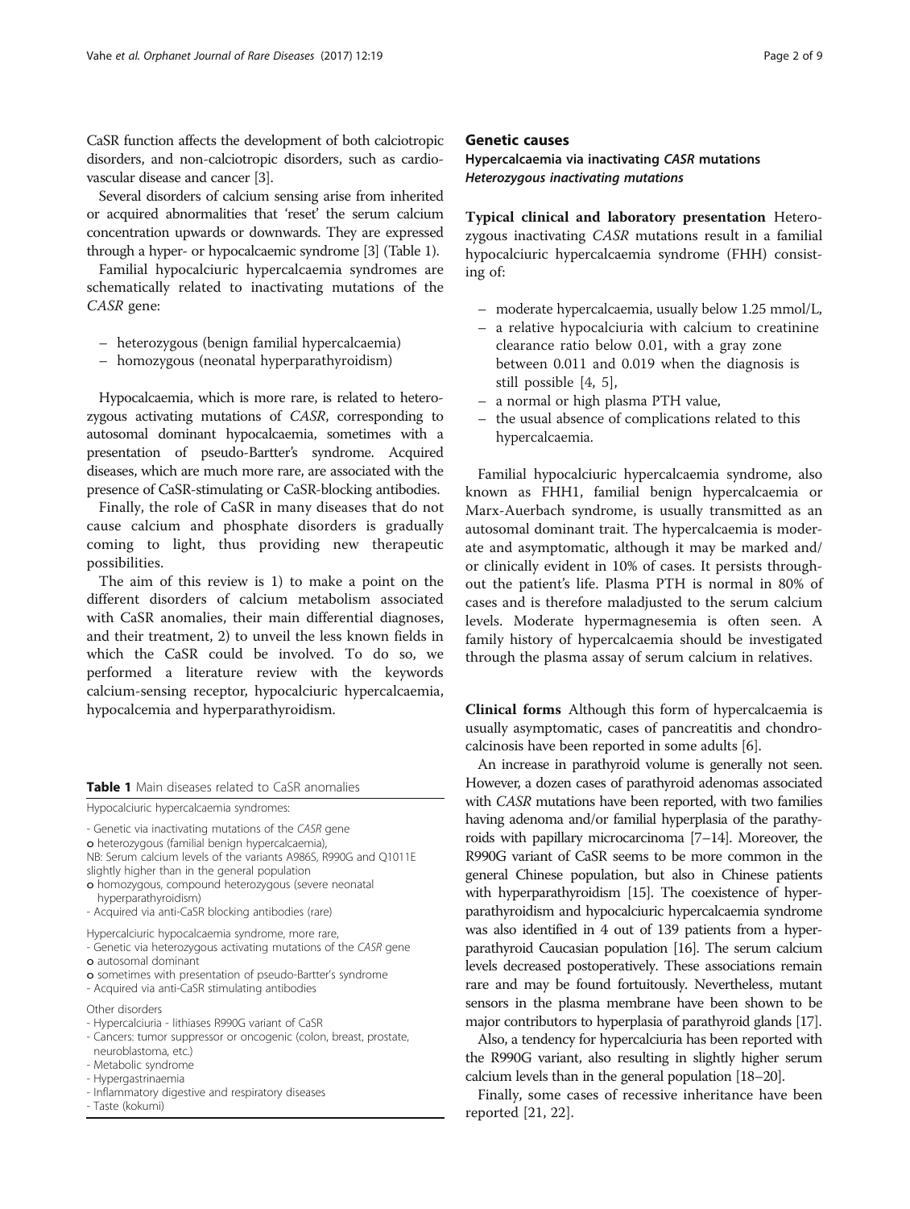CaSR function affects the development of both calciotropic disorders, and non-calciotropic disorders, such as cardiovascular disease and cancer [3].

Several disorders of calcium sensing arise from inherited or acquired abnormalities that 'reset' the serum calcium concentration upwards or downwards. They are expressed through a hyper- or hypocalcaemic syndrome [3] (Table 1).

Familial hypocalciuric hypercalcaemia syndromes are schematically related to inactivating mutations of the *CASR* gene:

- heterozygous (benign familial hypercalcaemia)
- homozygous (neonatal hyperparathyroidism)

Hypocalcaemia, which is more rare, is related to heterozygous activating mutations of *CASR*, corresponding to autosomal dominant hypocalcaemia, sometimes with a presentation of pseudo-Bartter's syndrome. Acquired diseases, which are much more rare, are associated with the presence of CaSR-stimulating or CaSR-blocking antibodies.

Finally, the role of CaSR in many diseases that do not cause calcium and phosphate disorders is gradually coming to light, thus providing new therapeutic possibilities.

The aim of this review is 1) to make a point on the different disorders of calcium metabolism associated with CaSR anomalies, their main differential diagnoses, and their treatment, 2) to unveil the less known fields in which the CaSR could be involved. To do so, we performed a literature review with the keywords calcium-sensing receptor, hypocalciuric hypercalcaemia, hypocalcemia and hyperparathyroidism.

**Table 1** Main diseases related to CaSR anomalies

| |
|---|
| Hypocalciuric hypercalcaemia syndromes: |
| - Genetic via inactivating mutations of the *CASR* gene |
| o heterozygous (familial benign hypercalcaemia), |
| NB: Serum calcium levels of the variants A986S, R990G and Q1011E slightly higher than in the general population |
| o homozygous, compound heterozygous (severe neonatal hyperparathyroidism) |
| - Acquired via anti-CaSR blocking antibodies (rare) |
| Hypercalciuric hypocalcaemia syndrome, more rare, |
| - Genetic via heterozygous activating mutations of the *CASR* gene |
| o autosomal dominant |
| o sometimes with presentation of pseudo-Bartter's syndrome |
| - Acquired via anti-CaSR stimulating antibodies |
| Other disorders |
| - Hypercalciuria - lithiases R990G variant of CaSR |
| - Cancers: tumor suppressor or oncogenic (colon, breast, prostate, neuroblastoma, etc.) |
| - Metabolic syndrome |
| - Hypergastrinaemia |
| - Inflammatory digestive and respiratory diseases |
| - Taste (kokumi) |

## Genetic causes

### Hypercalcaemia via inactivating *CASR* mutations

#### *Heterozygous inactivating mutations*

**Typical clinical and laboratory presentation** Heterozygous inactivating *CASR* mutations result in a familial hypocalciuric hypercalcaemia syndrome (FHH) consisting of:

- moderate hypercalcaemia, usually below 1.25 mmol/L,
- a relative hypocalciuria with calcium to creatinine clearance ratio below 0.01, with a gray zone between 0.011 and 0.019 when the diagnosis is still possible [4, 5],
- a normal or high plasma PTH value,
- the usual absence of complications related to this hypercalcaemia.

Familial hypocalciuric hypercalcaemia syndrome, also known as FHH1, familial benign hypercalcaemia or Marx-Auerbach syndrome, is usually transmitted as an autosomal dominant trait. The hypercalcaemia is moderate and asymptomatic, although it may be marked and/or clinically evident in 10% of cases. It persists throughout the patient's life. Plasma PTH is normal in 80% of cases and is therefore maladjusted to the serum calcium levels. Moderate hypermagnesemia is often seen. A family history of hypercalcaemia should be investigated through the plasma assay of serum calcium in relatives.

**Clinical forms** Although this form of hypercalcaemia is usually asymptomatic, cases of pancreatitis and chondrocalcinosis have been reported in some adults [6].

An increase in parathyroid volume is generally not seen. However, a dozen cases of parathyroid adenomas associated with *CASR* mutations have been reported, with two families having adenoma and/or familial hyperplasia of the parathyroids with papillary microcarcinoma [7–14]. Moreover, the R990G variant of CaSR seems to be more common in the general Chinese population, but also in Chinese patients with hyperparathyroidism [15]. The coexistence of hyperparathyroidism and hypocalciuric hypercalcaemia syndrome was also identified in 4 out of 139 patients from a hyperparathyroid Caucasian population [16]. The serum calcium levels decreased postoperatively. These associations remain rare and may be found fortuitously. Nevertheless, mutant sensors in the plasma membrane have been shown to be major contributors to hyperplasia of parathyroid glands [17].

Also, a tendency for hypercalciuria has been reported with the R990G variant, also resulting in slightly higher serum calcium levels than in the general population [18–20].

Finally, some cases of recessive inheritance have been reported [21, 22].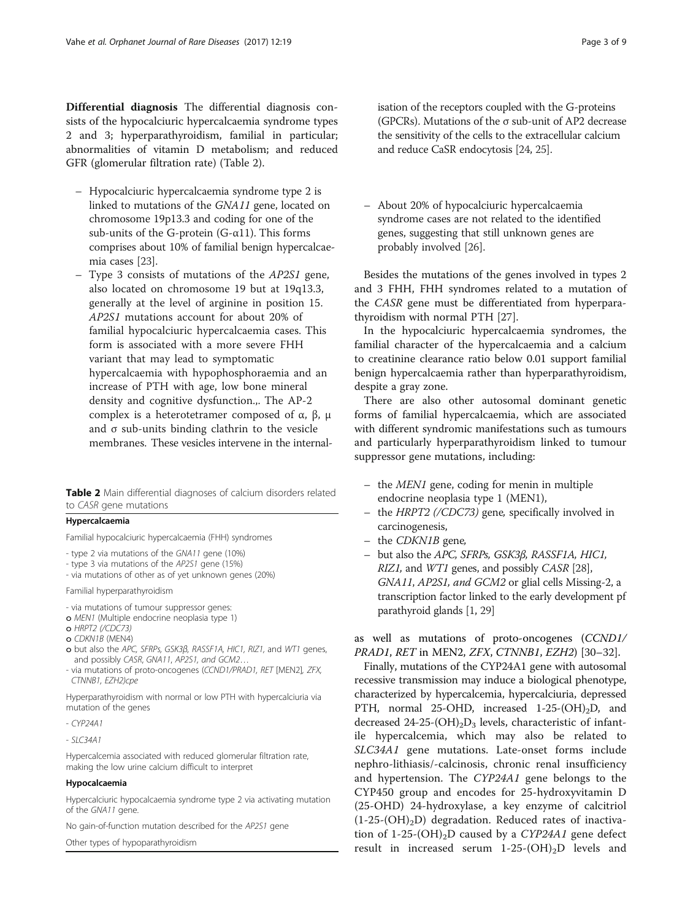**Differential diagnosis** The differential diagnosis consists of the hypocalciuric hypercalcaemia syndrome types 2 and 3; hyperparathyroidism, familial in particular; abnormalities of vitamin D metabolism; and reduced GFR (glomerular filtration rate) (Table 2).

- Hypocalciuric hypercalcaemia syndrome type 2 is linked to mutations of the *GNA11* gene, located on chromosome 19p13.3 and coding for one of the sub-units of the G-protein (G-α11). This forms comprises about 10% of familial benign hypercalcaemia cases [23].
- Type 3 consists of mutations of the *AP2S1* gene, also located on chromosome 19 but at 19q13.3, generally at the level of arginine in position 15. *AP2S1* mutations account for about 20% of familial hypocalciuric hypercalcaemia cases. This form is associated with a more severe FHH variant that may lead to symptomatic hypercalcaemia with hypophosphoraemia and an increase of PTH with age, low bone mineral density and cognitive dysfunction.,. The AP-2 complex is a heterotetramer composed of α, β, μ and σ sub-units binding clathrin to the vesicle membranes. These vesicles intervene in the internalisation of the receptors coupled with the G-proteins (GPCRs). Mutations of the σ sub-unit of AP2 decrease the sensitivity of the cells to the extracellular calcium and reduce CaSR endocytosis [24, 25].
- About 20% of hypocalciuric hypercalcaemia syndrome cases are not related to the identified genes, suggesting that still unknown genes are probably involved [26].

**Table 2** Main differential diagnoses of calcium disorders related to *CASR* gene mutations

| **Hypercalcaemia** |
|---|
| Familial hypocalciuric hypercalcaemia (FHH) syndromes |
| - type 2 via mutations of the *GNA11* gene (10%)<br>- type 3 via mutations of the *AP2S1* gene (15%)<br>- via mutations of other as of yet unknown genes (20%) |
| Familial hyperparathyroidism |
| - via mutations of tumour suppressor genes:<br>o *MEN1* (Multiple endocrine neoplasia type 1)<br>o *HRPT2 (/CDC73)*<br>o *CDKN1B* (MEN4)<br>o but also the *APC, SFRPs, GSK3β, RASSF1A, HIC1, RIZ1,* and *WT1* genes, and possibly *CASR, GNA11, AP2S1, and GCM2…*<br>- via mutations of proto-oncogenes (*CCND1/PRAD1, RET* [MEN2], *ZFX, CTNNB1, EZH2)cpe* |
| Hyperparathyroidism with normal or low PTH with hypercalciuria via mutation of the genes |
| - *CYP24A1* |
| - *SLC34A1* |
| Hypercalcemia associated with reduced glomerular filtration rate, making the low urine calcium difficult to interpret |
| **Hypocalcaemia** |
| Hypercalciuric hypocalcaemia syndrome type 2 via activating mutation of the *GNA11* gene. |
| No gain-of-function mutation described for the *AP2S1* gene |
| Other types of hypoparathyroidism |

Besides the mutations of the genes involved in types 2 and 3 FHH, FHH syndromes related to a mutation of the *CASR* gene must be differentiated from hyperparathyroidism with normal PTH [27].

In the hypocalciuric hypercalcaemia syndromes, the familial character of the hypercalcaemia and a calcium to creatinine clearance ratio below 0.01 support familial benign hypercalcaemia rather than hyperparathyroidism, despite a gray zone.

There are also other autosomal dominant genetic forms of familial hypercalcaemia, which are associated with different syndromic manifestations such as tumours and particularly hyperparathyroidism linked to tumour suppressor gene mutations, including:

- the *MEN1* gene, coding for menin in multiple endocrine neoplasia type 1 (MEN1),
- the *HRPT2 (/CDC73)* gene, specifically involved in carcinogenesis,
- the *CDKN1B* gene,
- but also the *APC, SFRPs, GSK3β, RASSF1A, HIC1, RIZ1,* and *WT1* genes, and possibly *CASR* [28], *GNA11, AP2S1, and GCM2* or glial cells Missing-2, a transcription factor linked to the early development pf parathyroid glands [1, 29]

as well as mutations of proto-oncogenes (*CCND1/PRAD1, RET* in MEN2, *ZFX, CTNNB1, EZH2*) [30–32].

Finally, mutations of the CYP24A1 gene with autosomal recessive transmission may induce a biological phenotype, characterized by hypercalcemia, hypercalciuria, depressed PTH, normal 25-OHD, increased 1-25-$(OH)_2D$, and decreased 24-25-$(OH)_2D_3$ levels, characteristic of infantile hypercalcemia, which may also be related to *SLC34A1* gene mutations. Late-onset forms include nephro-lithiasis/-calcinosis, chronic renal insufficiency and hypertension. The *CYP24A1* gene belongs to the CYP450 group and encodes for 25-hydroxyvitamin D (25-OHD) 24-hydroxylase, a key enzyme of calcitriol (1-25-$(OH)_2D$) degradation. Reduced rates of inactivation of 1-25-$(OH)_2D$ caused by a *CYP24A1* gene defect result in increased serum 1-25-$(OH)_2D$ levels and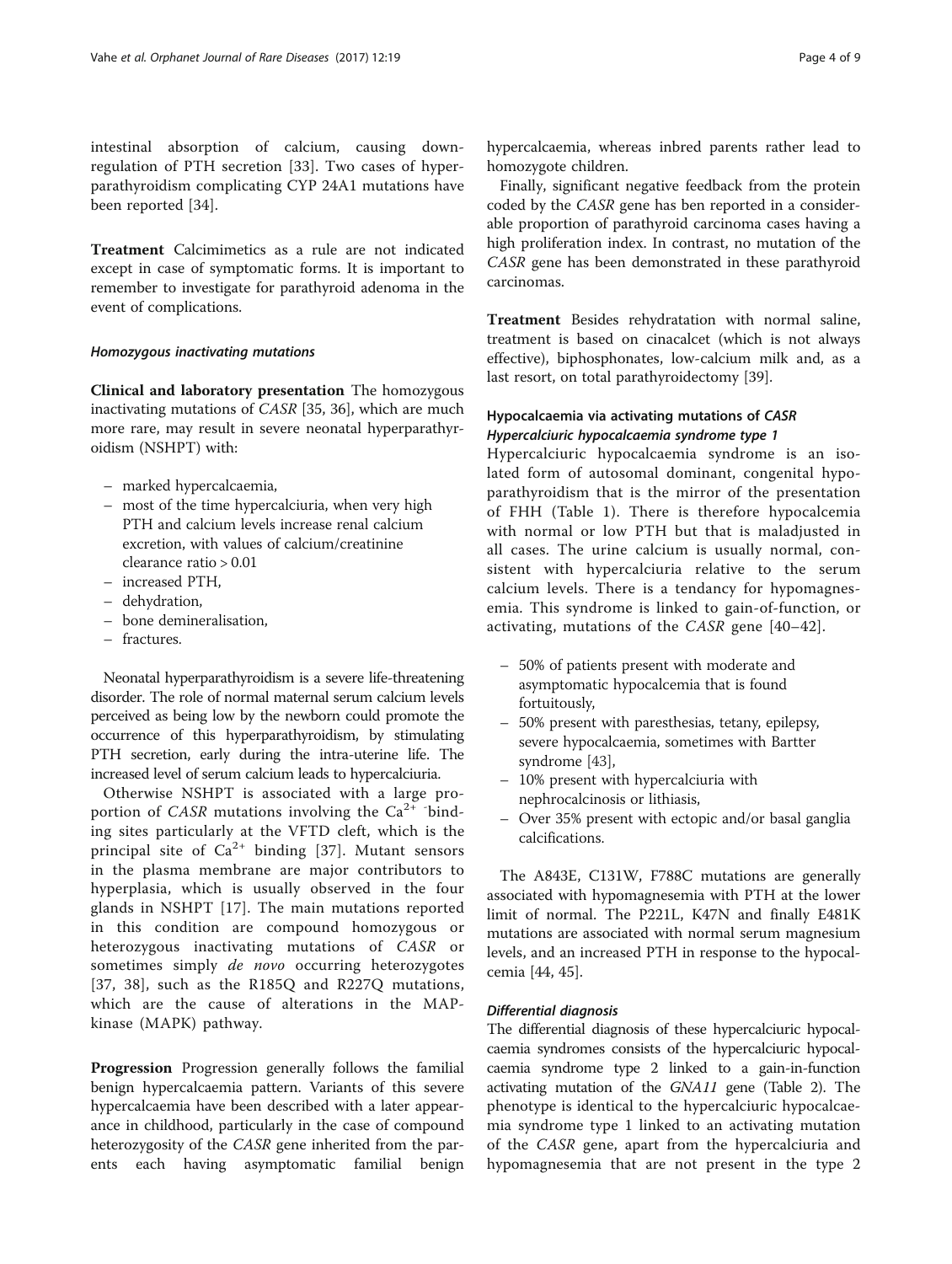intestinal absorption of calcium, causing down-regulation of PTH secretion [33]. Two cases of hyperparathyroidism complicating CYP 24A1 mutations have been reported [34].

**Treatment** Calcimimetics as a rule are not indicated except in case of symptomatic forms. It is important to remember to investigate for parathyroid adenoma in the event of complications.

#### *Homozygous inactivating mutations*

**Clinical and laboratory presentation** The homozygous inactivating mutations of *CASR* [35, 36], which are much more rare, may result in severe neonatal hyperparathyroidism (NSHPT) with:

- marked hypercalcaemia,
- most of the time hypercalciuria, when very high PTH and calcium levels increase renal calcium excretion, with values of calcium/creatinine clearance ratio > 0.01
- increased PTH,
- dehydration,
- bone demineralisation,
- fractures.

Neonatal hyperparathyroidism is a severe life-threatening disorder. The role of normal maternal serum calcium levels perceived as being low by the newborn could promote the occurrence of this hyperparathyroidism, by stimulating PTH secretion, early during the intra-uterine life. The increased level of serum calcium leads to hypercalciuria.

Otherwise NSHPT is associated with a large proportion of *CASR* mutations involving the $Ca^{2+}$ -binding sites particularly at the VFTD cleft, which is the principal site of $Ca^{2+}$ binding [37]. Mutant sensors in the plasma membrane are major contributors to hyperplasia, which is usually observed in the four glands in NSHPT [17]. The main mutations reported in this condition are compound homozygous or heterozygous inactivating mutations of *CASR* or sometimes simply *de novo* occurring heterozygotes [37, 38], such as the R185Q and R227Q mutations, which are the cause of alterations in the MAP-kinase (MAPK) pathway.

**Progression** Progression generally follows the familial benign hypercalcaemia pattern. Variants of this severe hypercalcaemia have been described with a later appearance in childhood, particularly in the case of compound heterozygosity of the *CASR* gene inherited from the parents each having asymptomatic familial benign hypercalcaemia, whereas inbred parents rather lead to homozygote children.

Finally, significant negative feedback from the protein coded by the *CASR* gene has ben reported in a considerable proportion of parathyroid carcinoma cases having a high proliferation index. In contrast, no mutation of the *CASR* gene has been demonstrated in these parathyroid carcinomas.

**Treatment** Besides rehydratation with normal saline, treatment is based on cinacalcet (which is not always effective), biphosphonates, low-calcium milk and, as a last resort, on total parathyroidectomy [39].

### Hypocalcaemia via activating mutations of *CASR*

#### *Hypercalciuric hypocalcaemia syndrome type 1*

Hypercalciuric hypocalcaemia syndrome is an isolated form of autosomal dominant, congenital hypoparathyroidism that is the mirror of the presentation of FHH (Table 1). There is therefore hypocalcemia with normal or low PTH but that is maladjusted in all cases. The urine calcium is usually normal, consistent with hypercalciuria relative to the serum calcium levels. There is a tendancy for hypomagnesemia. This syndrome is linked to gain-of-function, or activating, mutations of the *CASR* gene [40–42].

- 50% of patients present with moderate and asymptomatic hypocalcemia that is found fortuitously,
- 50% present with paresthesias, tetany, epilepsy, severe hypocalcaemia, sometimes with Bartter syndrome [43],
- 10% present with hypercalciuria with nephrocalcinosis or lithiasis,
- Over 35% present with ectopic and/or basal ganglia calcifications.

The A843E, C131W, F788C mutations are generally associated with hypomagnesemia with PTH at the lower limit of normal. The P221L, K47N and finally E481K mutations are associated with normal serum magnesium levels, and an increased PTH in response to the hypocalcemia [44, 45].

#### *Differential diagnosis*

The differential diagnosis of these hypercalciuric hypocalcaemia syndromes consists of the hypercalciuric hypocalcaemia syndrome type 2 linked to a gain-in-function activating mutation of the *GNA11* gene (Table 2). The phenotype is identical to the hypercalciuric hypocalcaemia syndrome type 1 linked to an activating mutation of the *CASR* gene, apart from the hypercalciuria and hypomagnesemia that are not present in the type 2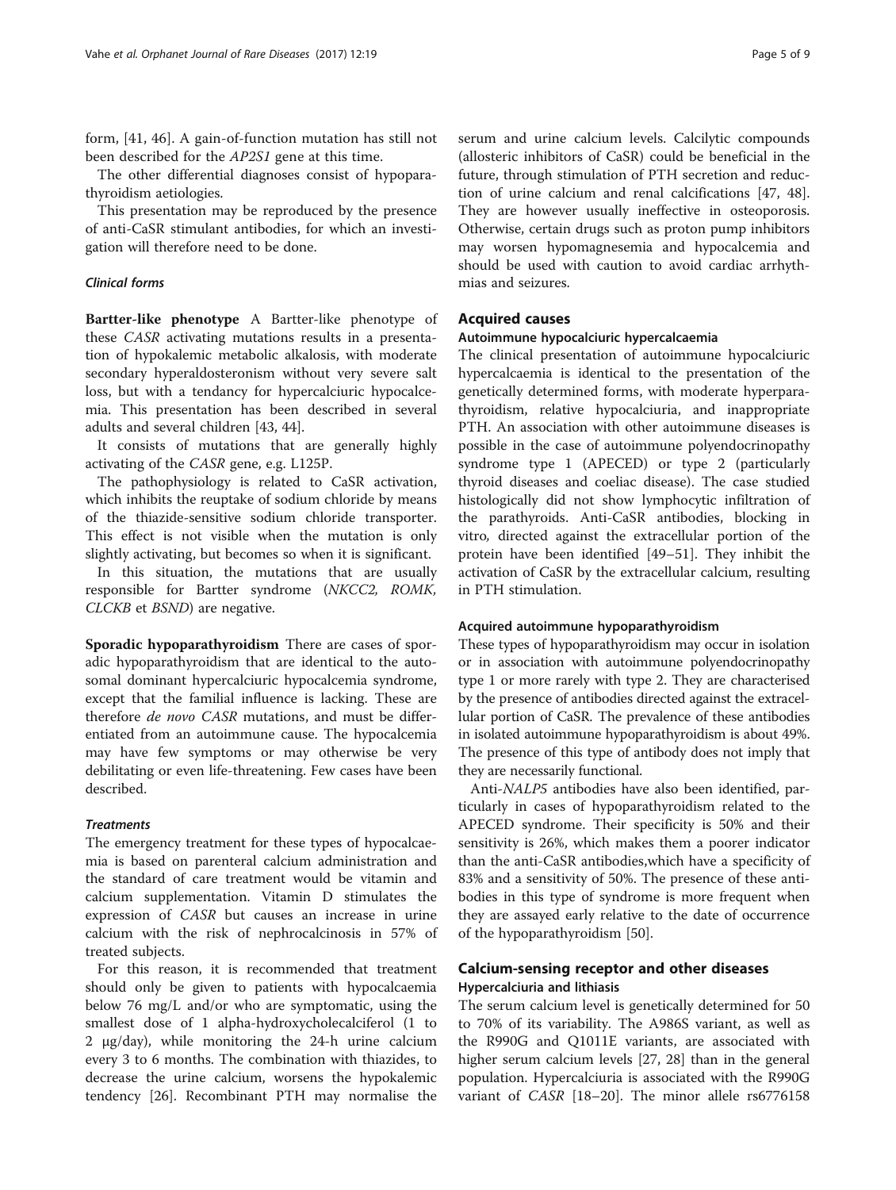form, [41, 46]. A gain-of-function mutation has still not been described for the *AP2S1* gene at this time.

The other differential diagnoses consist of hypoparathyroidism aetiologies.

This presentation may be reproduced by the presence of anti-CaSR stimulant antibodies, for which an investigation will therefore need to be done.

### *Clinical forms*

**Bartter-like phenotype** A Bartter-like phenotype of these *CASR* activating mutations results in a presentation of hypokalemic metabolic alkalosis, with moderate secondary hyperaldosteronism without very severe salt loss, but with a tendancy for hypercalciuric hypocalcemia. This presentation has been described in several adults and several children [43, 44].

It consists of mutations that are generally highly activating of the *CASR* gene, e.g. L125P.

The pathophysiology is related to CaSR activation, which inhibits the reuptake of sodium chloride by means of the thiazide-sensitive sodium chloride transporter. This effect is not visible when the mutation is only slightly activating, but becomes so when it is significant.

In this situation, the mutations that are usually responsible for Bartter syndrome (*NKCC2, ROMK, CLCKB* et *BSND*) are negative.

**Sporadic hypoparathyroidism** There are cases of sporadic hypoparathyroidism that are identical to the autosomal dominant hypercalciuric hypocalcemia syndrome, except that the familial influence is lacking. These are therefore *de novo CASR* mutations, and must be differentiated from an autoimmune cause. The hypocalcemia may have few symptoms or may otherwise be very debilitating or even life-threatening. Few cases have been described.

### *Treatments*

The emergency treatment for these types of hypocalcaemia is based on parenteral calcium administration and the standard of care treatment would be vitamin and calcium supplementation. Vitamin D stimulates the expression of *CASR* but causes an increase in urine calcium with the risk of nephrocalcinosis in 57% of treated subjects.

For this reason, it is recommended that treatment should only be given to patients with hypocalcaemia below 76 mg/L and/or who are symptomatic, using the smallest dose of 1 alpha-hydroxycholecalciferol (1 to 2 μg/day), while monitoring the 24-h urine calcium every 3 to 6 months. The combination with thiazides, to decrease the urine calcium, worsens the hypokalemic tendency [26]. Recombinant PTH may normalise the serum and urine calcium levels. Calcilytic compounds (allosteric inhibitors of CaSR) could be beneficial in the future, through stimulation of PTH secretion and reduction of urine calcium and renal calcifications [47, 48]. They are however usually ineffective in osteoporosis. Otherwise, certain drugs such as proton pump inhibitors may worsen hypomagnesemia and hypocalcemia and should be used with caution to avoid cardiac arrhythmias and seizures.

## Acquired causes

### Autoimmune hypocalciuric hypercalcaemia

The clinical presentation of autoimmune hypocalciuric hypercalcaemia is identical to the presentation of the genetically determined forms, with moderate hyperparathyroidism, relative hypocalciuria, and inappropriate PTH. An association with other autoimmune diseases is possible in the case of autoimmune polyendocrinopathy syndrome type 1 (APECED) or type 2 (particularly thyroid diseases and coeliac disease). The case studied histologically did not show lymphocytic infiltration of the parathyroids. Anti-CaSR antibodies, blocking in vitro, directed against the extracellular portion of the protein have been identified [49–51]. They inhibit the activation of CaSR by the extracellular calcium, resulting in PTH stimulation.

### Acquired autoimmune hypoparathyroidism

These types of hypoparathyroidism may occur in isolation or in association with autoimmune polyendocrinopathy type 1 or more rarely with type 2. They are characterised by the presence of antibodies directed against the extracellular portion of CaSR. The prevalence of these antibodies in isolated autoimmune hypoparathyroidism is about 49%. The presence of this type of antibody does not imply that they are necessarily functional.

Anti-*NALP5* antibodies have also been identified, particularly in cases of hypoparathyroidism related to the APECED syndrome. Their specificity is 50% and their sensitivity is 26%, which makes them a poorer indicator than the anti-CaSR antibodies,which have a specificity of 83% and a sensitivity of 50%. The presence of these antibodies in this type of syndrome is more frequent when they are assayed early relative to the date of occurrence of the hypoparathyroidism [50].

## Calcium-sensing receptor and other diseases

### Hypercalciuria and lithiasis

The serum calcium level is genetically determined for 50 to 70% of its variability. The A986S variant, as well as the R990G and Q1011E variants, are associated with higher serum calcium levels [27, 28] than in the general population. Hypercalciuria is associated with the R990G variant of *CASR* [18–20]. The minor allele rs6776158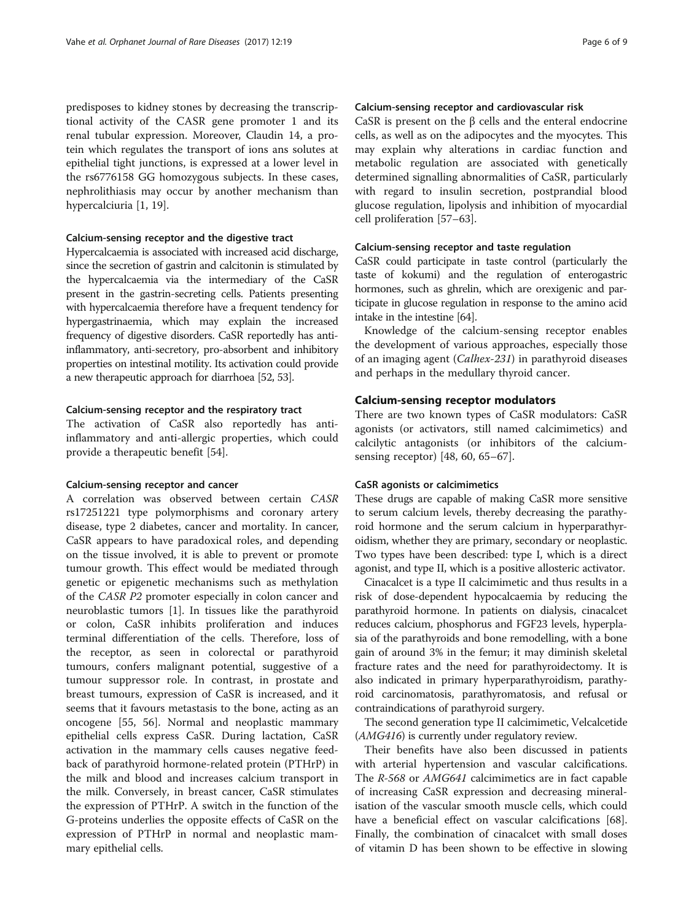predisposes to kidney stones by decreasing the transcriptional activity of the CASR gene promoter 1 and its renal tubular expression. Moreover, Claudin 14, a protein which regulates the transport of ions ans solutes at epithelial tight junctions, is expressed at a lower level in the rs6776158 GG homozygous subjects. In these cases, nephrolithiasis may occur by another mechanism than hypercalciuria [1, 19].

#### Calcium-sensing receptor and the digestive tract

Hypercalcaemia is associated with increased acid discharge, since the secretion of gastrin and calcitonin is stimulated by the hypercalcaemia via the intermediary of the CaSR present in the gastrin-secreting cells. Patients presenting with hypercalcaemia therefore have a frequent tendency for hypergastrinaemia, which may explain the increased frequency of digestive disorders. CaSR reportedly has anti-inflammatory, anti-secretory, pro-absorbent and inhibitory properties on intestinal motility. Its activation could provide a new therapeutic approach for diarrhoea [52, 53].

#### Calcium-sensing receptor and the respiratory tract

The activation of CaSR also reportedly has anti-inflammatory and anti-allergic properties, which could provide a therapeutic benefit [54].

#### Calcium-sensing receptor and cancer

A correlation was observed between certain *CASR* rs17251221 type polymorphisms and coronary artery disease, type 2 diabetes, cancer and mortality. In cancer, CaSR appears to have paradoxical roles, and depending on the tissue involved, it is able to prevent or promote tumour growth. This effect would be mediated through genetic or epigenetic mechanisms such as methylation of the *CASR P2* promoter especially in colon cancer and neuroblastic tumors [1]. In tissues like the parathyroid or colon, CaSR inhibits proliferation and induces terminal differentiation of the cells. Therefore, loss of the receptor, as seen in colorectal or parathyroid tumours, confers malignant potential, suggestive of a tumour suppressor role. In contrast, in prostate and breast tumours, expression of CaSR is increased, and it seems that it favours metastasis to the bone, acting as an oncogene [55, 56]. Normal and neoplastic mammary epithelial cells express CaSR. During lactation, CaSR activation in the mammary cells causes negative feedback of parathyroid hormone-related protein (PTHrP) in the milk and blood and increases calcium transport in the milk. Conversely, in breast cancer, CaSR stimulates the expression of PTHrP. A switch in the function of the G-proteins underlies the opposite effects of CaSR on the expression of PTHrP in normal and neoplastic mammary epithelial cells.

#### Calcium-sensing receptor and cardiovascular risk

CaSR is present on the β cells and the enteral endocrine cells, as well as on the adipocytes and the myocytes. This may explain why alterations in cardiac function and metabolic regulation are associated with genetically determined signalling abnormalities of CaSR, particularly with regard to insulin secretion, postprandial blood glucose regulation, lipolysis and inhibition of myocardial cell proliferation [57–63].

#### Calcium-sensing receptor and taste regulation

CaSR could participate in taste control (particularly the taste of kokumi) and the regulation of enterogastric hormones, such as ghrelin, which are orexigenic and participate in glucose regulation in response to the amino acid intake in the intestine [64].

Knowledge of the calcium-sensing receptor enables the development of various approaches, especially those of an imaging agent (*Calhex-231*) in parathyroid diseases and perhaps in the medullary thyroid cancer.

### Calcium-sensing receptor modulators

There are two known types of CaSR modulators: CaSR agonists (or activators, still named calcimimetics) and calcilytic antagonists (or inhibitors of the calcium-sensing receptor) [48, 60, 65–67].

#### CaSR agonists or calcimimetics

These drugs are capable of making CaSR more sensitive to serum calcium levels, thereby decreasing the parathyroid hormone and the serum calcium in hyperparathyroidism, whether they are primary, secondary or neoplastic. Two types have been described: type I, which is a direct agonist, and type II, which is a positive allosteric activator.

Cinacalcet is a type II calcimimetic and thus results in a risk of dose-dependent hypocalcaemia by reducing the parathyroid hormone. In patients on dialysis, cinacalcet reduces calcium, phosphorus and FGF23 levels, hyperplasia of the parathyroids and bone remodelling, with a bone gain of around 3% in the femur; it may diminish skeletal fracture rates and the need for parathyroidectomy. It is also indicated in primary hyperparathyroidism, parathyroid carcinomatosis, parathyromatosis, and refusal or contraindications of parathyroid surgery.

The second generation type II calcimimetic, Velcalcetide (*AMG416*) is currently under regulatory review.

Their benefits have also been discussed in patients with arterial hypertension and vascular calcifications. The *R-568* or *AMG641* calcimimetics are in fact capable of increasing CaSR expression and decreasing mineralisation of the vascular smooth muscle cells, which could have a beneficial effect on vascular calcifications [68]. Finally, the combination of cinacalcet with small doses of vitamin D has been shown to be effective in slowing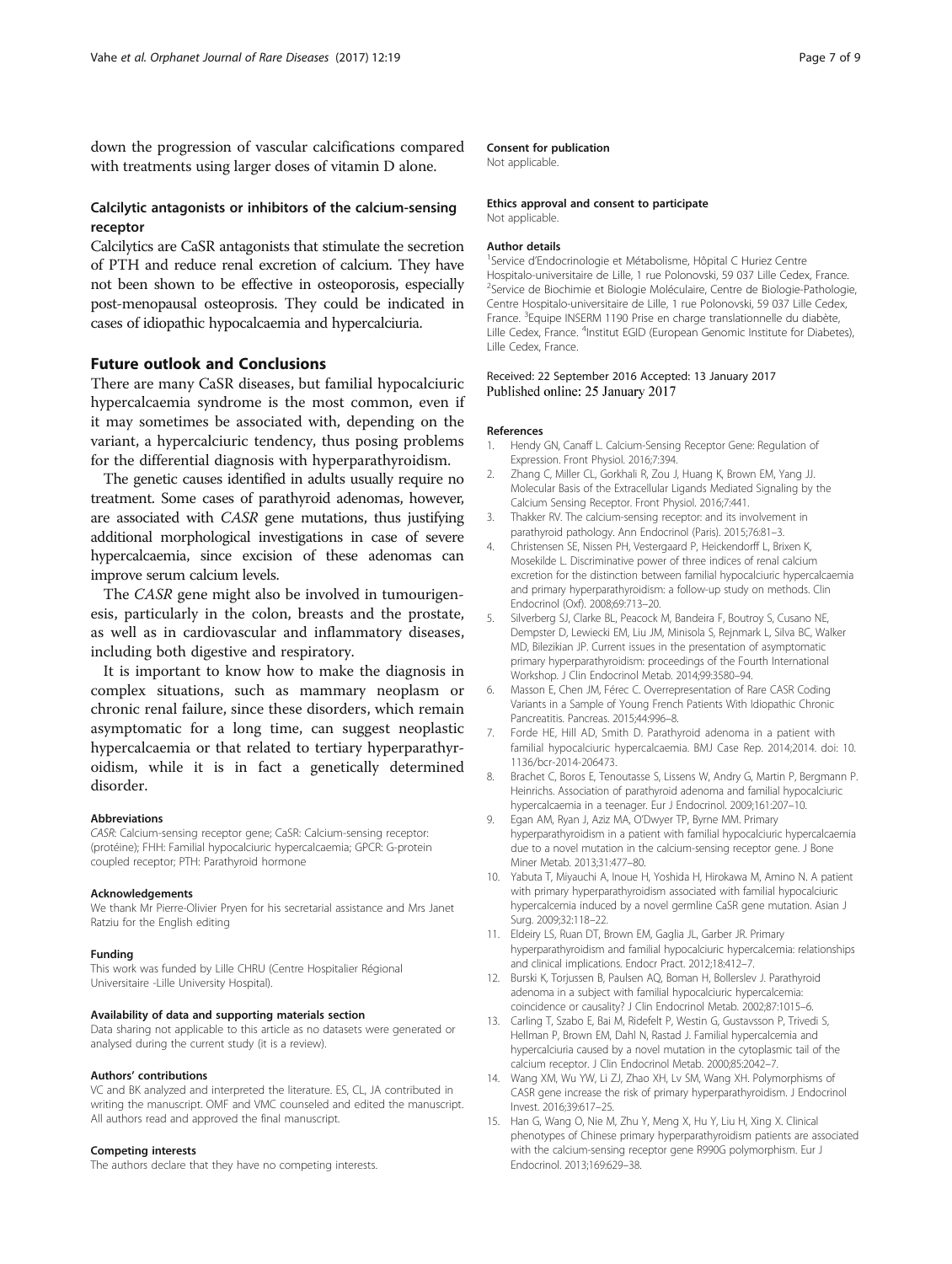down the progression of vascular calcifications compared with treatments using larger doses of vitamin D alone.

### Calcilytic antagonists or inhibitors of the calcium-sensing receptor

Calcilytics are CaSR antagonists that stimulate the secretion of PTH and reduce renal excretion of calcium. They have not been shown to be effective in osteoporosis, especially post-menopausal osteoprosis. They could be indicated in cases of idiopathic hypocalcaemia and hypercalciuria.

## Future outlook and Conclusions

There are many CaSR diseases, but familial hypocalciuric hypercalcaemia syndrome is the most common, even if it may sometimes be associated with, depending on the variant, a hypercalciuric tendency, thus posing problems for the differential diagnosis with hyperparathyroidism.

The genetic causes identified in adults usually require no treatment. Some cases of parathyroid adenomas, however, are associated with *CASR* gene mutations, thus justifying additional morphological investigations in case of severe hypercalcaemia, since excision of these adenomas can improve serum calcium levels.

The *CASR* gene might also be involved in tumourigenesis, particularly in the colon, breasts and the prostate, as well as in cardiovascular and inflammatory diseases, including both digestive and respiratory.

It is important to know how to make the diagnosis in complex situations, such as mammary neoplasm or chronic renal failure, since these disorders, which remain asymptomatic for a long time, can suggest neoplastic hypercalcaemia or that related to tertiary hyperparathyroidism, while it is in fact a genetically determined disorder.

#### Abbreviations

*CASR*: Calcium-sensing receptor gene; CaSR: Calcium-sensing receptor: (protéine); FHH: Familial hypocalciuric hypercalcaemia; GPCR: G-protein coupled receptor; PTH: Parathyroid hormone

#### Acknowledgements

We thank Mr Pierre-Olivier Pryen for his secretarial assistance and Mrs Janet Ratziu for the English editing

#### Funding

This work was funded by Lille CHRU (Centre Hospitalier Régional Universitaire -Lille University Hospital).

#### Availability of data and supporting materials section

Data sharing not applicable to this article as no datasets were generated or analysed during the current study (it is a review).

#### Authors' contributions

VC and BK analyzed and interpreted the literature. ES, CL, JA contributed in writing the manuscript. OMF and VMC counseled and edited the manuscript. All authors read and approved the final manuscript.

#### Competing interests

The authors declare that they have no competing interests.

#### Consent for publication

Not applicable.

#### Ethics approval and consent to participate

Not applicable.

#### Author details

[1]Service d'Endocrinologie et Métabolisme, Hôpital C Huriez Centre Hospitalo-universitaire de Lille, 1 rue Polonovski, 59 037 Lille Cedex, France. [2]Service de Biochimie et Biologie Moléculaire, Centre de Biologie-Pathologie, Centre Hospitalo-universitaire de Lille, 1 rue Polonovski, 59 037 Lille Cedex, France. [3]Equipe INSERM 1190 Prise en charge translationnelle du diabète, Lille Cedex, France. [4]Institut EGID (European Genomic Institute for Diabetes), Lille Cedex, France.

Received: 22 September 2016 Accepted: 13 January 2017
Published online: 25 January 2017

#### References

1. Hendy GN, Canaff L. Calcium-Sensing Receptor Gene: Regulation of Expression. Front Physiol. 2016;7:394.
2. Zhang C, Miller CL, Gorkhali R, Zou J, Huang K, Brown EM, Yang JJ. Molecular Basis of the Extracellular Ligands Mediated Signaling by the Calcium Sensing Receptor. Front Physiol. 2016;7:441.
3. Thakker RV. The calcium-sensing receptor: and its involvement in parathyroid pathology. Ann Endocrinol (Paris). 2015;76:81–3.
4. Christensen SE, Nissen PH, Vestergaard P, Heickendorff L, Brixen K, Mosekilde L. Discriminative power of three indices of renal calcium excretion for the distinction between familial hypocalciuric hypercalcaemia and primary hyperparathyroidism: a follow-up study on methods. Clin Endocrinol (Oxf). 2008;69:713–20.
5. Silverberg SJ, Clarke BL, Peacock M, Bandeira F, Boutroy S, Cusano NE, Dempster D, Lewiecki EM, Liu JM, Minisola S, Rejnmark L, Silva BC, Walker MD, Bilezikian JP. Current issues in the presentation of asymptomatic primary hyperparathyroidism: proceedings of the Fourth International Workshop. J Clin Endocrinol Metab. 2014;99:3580–94.
6. Masson E, Chen JM, Férec C. Overrepresentation of Rare CASR Coding Variants in a Sample of Young French Patients With Idiopathic Chronic Pancreatitis. Pancreas. 2015;44:996–8.
7. Forde HE, Hill AD, Smith D. Parathyroid adenoma in a patient with familial hypocalciuric hypercalcaemia. BMJ Case Rep. 2014;2014. doi: 10.1136/bcr-2014-206473.
8. Brachet C, Boros E, Tenoutasse S, Lissens W, Andry G, Martin P, Bergmann P. Heinrichs. Association of parathyroid adenoma and familial hypocalciuric hypercalcaemia in a teenager. Eur J Endocrinol. 2009;161:207–10.
9. Egan AM, Ryan J, Aziz MA, O'Dwyer TP, Byrne MM. Primary hyperparathyroidism in a patient with familial hypocalciuric hypercalcaemia due to a novel mutation in the calcium-sensing receptor gene. J Bone Miner Metab. 2013;31:477–80.
10. Yabuta T, Miyauchi A, Inoue H, Yoshida H, Hirokawa M, Amino N. A patient with primary hyperparathyroidism associated with familial hypocalciuric hypercalcemia induced by a novel germline CaSR gene mutation. Asian J Surg. 2009;32:118–22.
11. Eldeiry LS, Ruan DT, Brown EM, Gaglia JL, Garber JR. Primary hyperparathyroidism and familial hypocalciuric hypercalcemia: relationships and clinical implications. Endocr Pract. 2012;18:412–7.
12. Burski K, Torjussen B, Paulsen AQ, Boman H, Bollerslev J. Parathyroid adenoma in a subject with familial hypocalciuric hypercalcemia: coincidence or causality? J Clin Endocrinol Metab. 2002;87:1015–6.
13. Carling T, Szabo E, Bai M, Ridefelt P, Westin G, Gustavsson P, Trivedi S, Hellman P, Brown EM, Dahl N, Rastad J. Familial hypercalcemia and hypercalciuria caused by a novel mutation in the cytoplasmic tail of the calcium receptor. J Clin Endocrinol Metab. 2000;85:2042–7.
14. Wang XM, Wu YW, Li ZJ, Zhao XH, Lv SM, Wang XH. Polymorphisms of CASR gene increase the risk of primary hyperparathyroidism. J Endocrinol Invest. 2016;39:617–25.
15. Han G, Wang O, Nie M, Zhu Y, Meng X, Hu Y, Liu H, Xing X. Clinical phenotypes of Chinese primary hyperparathyroidism patients are associated with the calcium-sensing receptor gene R990G polymorphism. Eur J Endocrinol. 2013;169:629–38.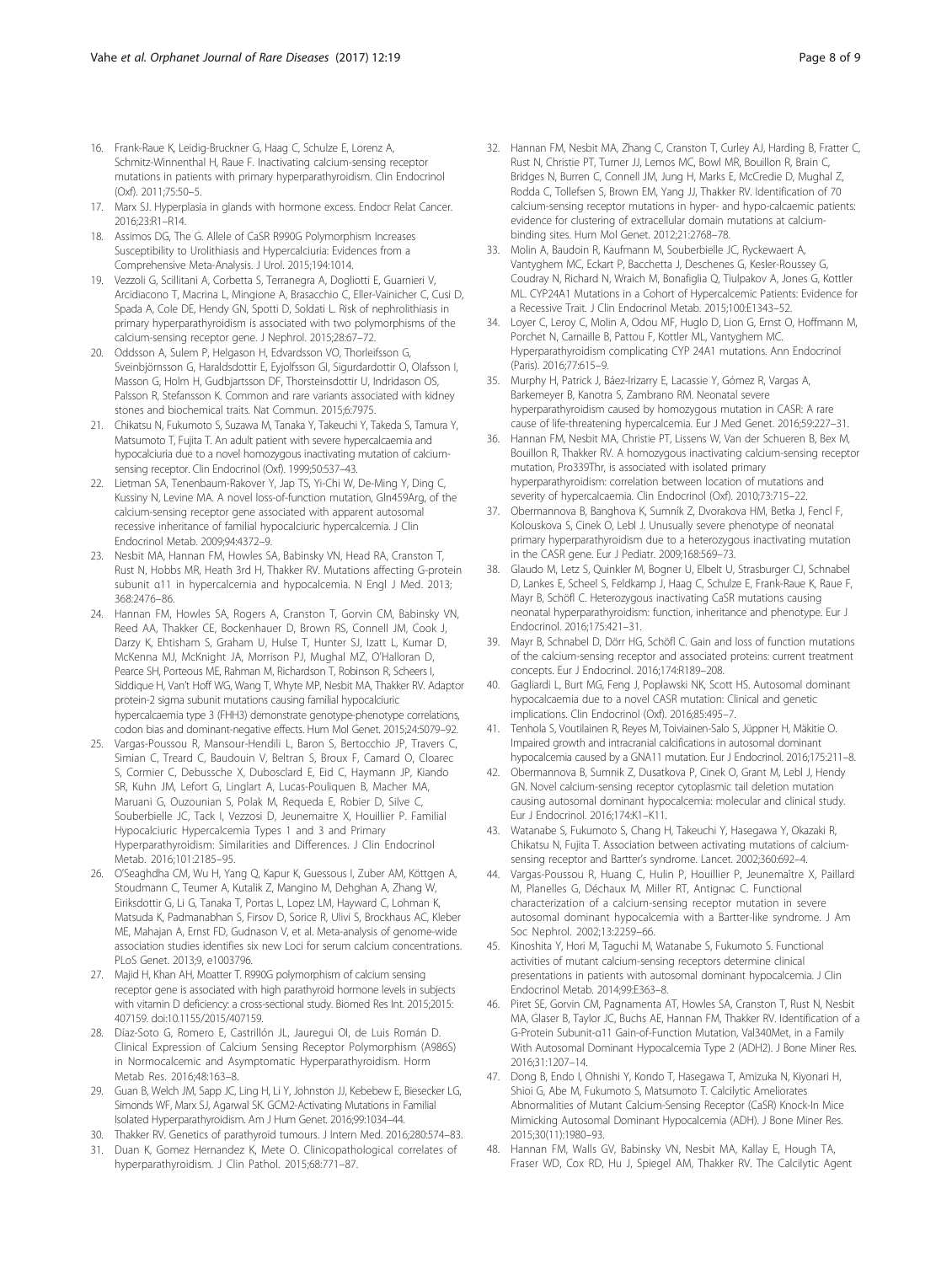16. Frank-Raue K, Leidig-Bruckner G, Haag C, Schulze E, Lorenz A, Schmitz-Winnenthal H, Raue F. Inactivating calcium-sensing receptor mutations in patients with primary hyperparathyroidism. Clin Endocrinol (Oxf). 2011;75:50–5.
17. Marx SJ. Hyperplasia in glands with hormone excess. Endocr Relat Cancer. 2016;23:R1–R14.
18. Assimos DG, The G. Allele of CaSR R990G Polymorphism Increases Susceptibility to Urolithiasis and Hypercalciuria: Evidences from a Comprehensive Meta-Analysis. J Urol. 2015;194:1014.
19. Vezzoli G, Scillitani A, Corbetta S, Terranegra A, Dogliotti E, Guarnieri V, Arcidiacono T, Macrina L, Mingione A, Brasacchio C, Eller-Vainicher C, Cusi D, Spada A, Cole DE, Hendy GN, Spotti D, Soldati L. Risk of nephrolithiasis in primary hyperparathyroidism is associated with two polymorphisms of the calcium-sensing receptor gene. J Nephrol. 2015;28:67–72.
20. Oddsson A, Sulem P, Helgason H, Edvardsson VO, Thorleifsson G, Sveinbjörnsson G, Haraldsdottir E, Eyjolfsson GI, Sigurdardottir O, Olafsson I, Masson G, Holm H, Gudbjartsson DF, Thorsteinsdottir U, Indridason OS, Palsson R, Stefansson K. Common and rare variants associated with kidney stones and biochemical traits. Nat Commun. 2015;6:7975.
21. Chikatsu N, Fukumoto S, Suzawa M, Tanaka Y, Takeuchi Y, Takeda S, Tamura Y, Matsumoto T, Fujita T. An adult patient with severe hypercalcaemia and hypocalciuria due to a novel homozygous inactivating mutation of calcium-sensing receptor. Clin Endocrinol (Oxf). 1999;50:537–43.
22. Lietman SA, Tenenbaum-Rakover Y, Jap TS, Yi-Chi W, De-Ming Y, Ding C, Kussiny N, Levine MA. A novel loss-of-function mutation, Gln459Arg, of the calcium-sensing receptor gene associated with apparent autosomal recessive inheritance of familial hypocalciuric hypercalcemia. J Clin Endocrinol Metab. 2009;94:4372–9.
23. Nesbit MA, Hannan FM, Howles SA, Babinsky VN, Head RA, Cranston T, Rust N, Hobbs MR, Heath 3rd H, Thakker RV. Mutations affecting G-protein subunit α11 in hypercalcemia and hypocalcemia. N Engl J Med. 2013; 368:2476–86.
24. Hannan FM, Howles SA, Rogers A, Cranston T, Gorvin CM, Babinsky VN, Reed AA, Thakker CE, Bockenhauer D, Brown RS, Connell JM, Cook J, Darzy K, Ehtisham S, Graham U, Hulse T, Hunter SJ, Izatt L, Kumar D, McKenna MJ, McKnight JA, Morrison PJ, Mughal MZ, O'Halloran D, Pearce SH, Porteous ME, Rahman M, Richardson T, Robinson R, Scheers I, Siddique H, Van't Hoff WG, Wang T, Whyte MP, Nesbit MA, Thakker RV. Adaptor protein-2 sigma subunit mutations causing familial hypocalciuric hypercalcaemia type 3 (FHH3) demonstrate genotype-phenotype correlations, codon bias and dominant-negative effects. Hum Mol Genet. 2015;24:5079–92.
25. Vargas-Poussou R, Mansour-Hendili L, Baron S, Bertocchio JP, Travers C, Simian C, Treard C, Baudouin V, Beltran S, Broux F, Camard O, Cloarec S, Cormier C, Debussche X, Dubosclard E, Eid C, Haymann JP, Kiando SR, Kuhn JM, Lefort G, Linglart A, Lucas-Pouliquen B, Macher MA, Maruani G, Ouzounian S, Polak M, Requeda E, Robier D, Silve C, Souberbielle JC, Tack I, Vezzosi D, Jeunemaitre X, Houillier P. Familial Hypocalciuric Hypercalcemia Types 1 and 3 and Primary Hyperparathyroidism: Similarities and Differences. J Clin Endocrinol Metab. 2016;101:2185–95.
26. O'Seaghdha CM, Wu H, Yang Q, Kapur K, Guessous I, Zuber AM, Köttgen A, Stoudmann C, Teumer A, Kutalik Z, Mangino M, Dehghan A, Zhang W, Eiriksdottir G, Li G, Tanaka T, Portas L, Lopez LM, Hayward C, Lohman K, Matsuda K, Padmanabhan S, Firsov D, Sorice R, Ulivi S, Brockhaus AC, Kleber ME, Mahajan A, Ernst FD, Gudnason V, et al. Meta-analysis of genome-wide association studies identifies six new Loci for serum calcium concentrations. PLoS Genet. 2013;9, e1003796.
27. Majid H, Khan AH, Moatter T. R990G polymorphism of calcium sensing receptor gene is associated with high parathyroid hormone levels in subjects with vitamin D deficiency: a cross-sectional study. Biomed Res Int. 2015;2015: 407159. doi:10.1155/2015/407159.
28. Díaz-Soto G, Romero E, Castrillón JL, Jauregui OI, de Luis Román D. Clinical Expression of Calcium Sensing Receptor Polymorphism (A986S) in Normocalcemic and Asymptomatic Hyperparathyroidism. Horm Metab Res. 2016;48:163–8.
29. Guan B, Welch JM, Sapp JC, Ling H, Li Y, Johnston JJ, Kebebew E, Biesecker LG, Simonds WF, Marx SJ, Agarwal SK. GCM2-Activating Mutations in Familial Isolated Hyperparathyroidism. Am J Hum Genet. 2016;99:1034–44.
30. Thakker RV. Genetics of parathyroid tumours. J Intern Med. 2016;280:574–83.
31. Duan K, Gomez Hernandez K, Mete O. Clinicopathological correlates of hyperparathyroidism. J Clin Pathol. 2015;68:771–87.
32. Hannan FM, Nesbit MA, Zhang C, Cranston T, Curley AJ, Harding B, Fratter C, Rust N, Christie PT, Turner JJ, Lemos MC, Bowl MR, Bouillon R, Brain C, Bridges N, Burren C, Connell JM, Jung H, Marks E, McCredie D, Mughal Z, Rodda C, Tollefsen S, Brown EM, Yang JJ, Thakker RV. Identification of 70 calcium-sensing receptor mutations in hyper- and hypo-calcaemic patients: evidence for clustering of extracellular domain mutations at calcium-binding sites. Hum Mol Genet. 2012;21:2768–78.
33. Molin A, Baudoin R, Kaufmann M, Souberbielle JC, Ryckewaert A, Vantyghem MC, Eckart P, Bacchetta J, Deschenes G, Kesler-Roussey G, Coudray N, Richard N, Wraich M, Bonafiglia Q, Tiulpakov A, Jones G, Kottler ML. CYP24A1 Mutations in a Cohort of Hypercalcemic Patients: Evidence for a Recessive Trait. J Clin Endocrinol Metab. 2015;100:E1343–52.
34. Loyer C, Leroy C, Molin A, Odou MF, Huglo D, Lion G, Ernst O, Hoffmann M, Porchet N, Carnaille B, Pattou F, Kottler ML, Vantyghem MC. Hyperparathyroidism complicating CYP 24A1 mutations. Ann Endocrinol (Paris). 2016;77:615–9.
35. Murphy H, Patrick J, Báez-Irizarry E, Lacassie Y, Gómez R, Vargas A, Barkemeyer B, Kanotra S, Zambrano RM. Neonatal severe hyperparathyroidism caused by homozygous mutation in CASR: A rare cause of life-threatening hypercalcemia. Eur J Med Genet. 2016;59:227–31.
36. Hannan FM, Nesbit MA, Christie PT, Lissens W, Van der Schueren B, Bex M, Bouillon R, Thakker RV. A homozygous inactivating calcium-sensing receptor mutation, Pro339Thr, is associated with isolated primary hyperparathyroidism: correlation between location of mutations and severity of hypercalcaemia. Clin Endocrinol (Oxf). 2010;73:715–22.
37. Obermannova B, Banghova K, Sumník Z, Dvorakova HM, Betka J, Fencl F, Kolouskova S, Cinek O, Lebl J. Unusually severe phenotype of neonatal primary hyperparathyroidism due to a heterozygous inactivating mutation in the CASR gene. Eur J Pediatr. 2009;168:569–73.
38. Glaudo M, Letz S, Quinkler M, Bogner U, Elbelt U, Strasburger CJ, Schnabel D, Lankes E, Scheel S, Feldkamp J, Haag C, Schulze E, Frank-Raue K, Raue F, Mayr B, Schöfl C. Heterozygous inactivating CaSR mutations causing neonatal hyperparathyroidism: function, inheritance and phenotype. Eur J Endocrinol. 2016;175:421–31.
39. Mayr B, Schnabel D, Dörr HG, Schöfl C. Gain and loss of function mutations of the calcium-sensing receptor and associated proteins: current treatment concepts. Eur J Endocrinol. 2016;174:R189–208.
40. Gagliardi L, Burt MG, Feng J, Poplawski NK, Scott HS. Autosomal dominant hypocalcaemia due to a novel CASR mutation: Clinical and genetic implications. Clin Endocrinol (Oxf). 2016;85:495–7.
41. Tenhola S, Voutilainen R, Reyes M, Toiviainen-Salo S, Jüppner H, Mäkitie O. Impaired growth and intracranial calcifications in autosomal dominant hypocalcemia caused by a GNA11 mutation. Eur J Endocrinol. 2016;175:211–8.
42. Obermannova B, Sumnik Z, Dusatkova P, Cinek O, Grant M, Lebl J, Hendy GN. Novel calcium-sensing receptor cytoplasmic tail deletion mutation causing autosomal dominant hypocalcemia: molecular and clinical study. Eur J Endocrinol. 2016;174:K1–K11.
43. Watanabe S, Fukumoto S, Chang H, Takeuchi Y, Hasegawa Y, Okazaki R, Chikatsu N, Fujita T. Association between activating mutations of calcium-sensing receptor and Bartter's syndrome. Lancet. 2002;360:692–4.
44. Vargas-Poussou R, Huang C, Hulin P, Houillier P, Jeunemaître X, Paillard M, Planelles G, Déchaux M, Miller RT, Antignac C. Functional characterization of a calcium-sensing receptor mutation in severe autosomal dominant hypocalcemia with a Bartter-like syndrome. J Am Soc Nephrol. 2002;13:2259–66.
45. Kinoshita Y, Hori M, Taguchi M, Watanabe S, Fukumoto S. Functional activities of mutant calcium-sensing receptors determine clinical presentations in patients with autosomal dominant hypocalcemia. J Clin Endocrinol Metab. 2014;99:E363–8.
46. Piret SE, Gorvin CM, Pagnamenta AT, Howles SA, Cranston T, Rust N, Nesbit MA, Glaser B, Taylor JC, Buchs AE, Hannan FM, Thakker RV. Identification of a G-Protein Subunit-α11 Gain-of-Function Mutation, Val340Met, in a Family With Autosomal Dominant Hypocalcemia Type 2 (ADH2). J Bone Miner Res. 2016;31:1207–14.
47. Dong B, Endo I, Ohnishi Y, Kondo T, Hasegawa T, Amizuka N, Kiyonari H, Shioi G, Abe M, Fukumoto S, Matsumoto T. Calcilytic Ameliorates Abnormalities of Mutant Calcium-Sensing Receptor (CaSR) Knock-In Mice Mimicking Autosomal Dominant Hypocalcemia (ADH). J Bone Miner Res. 2015;30(11):1980–93.
48. Hannan FM, Walls GV, Babinsky VN, Nesbit MA, Kallay E, Hough TA, Fraser WD, Cox RD, Hu J, Spiegel AM, Thakker RV. The Calcilytic Agent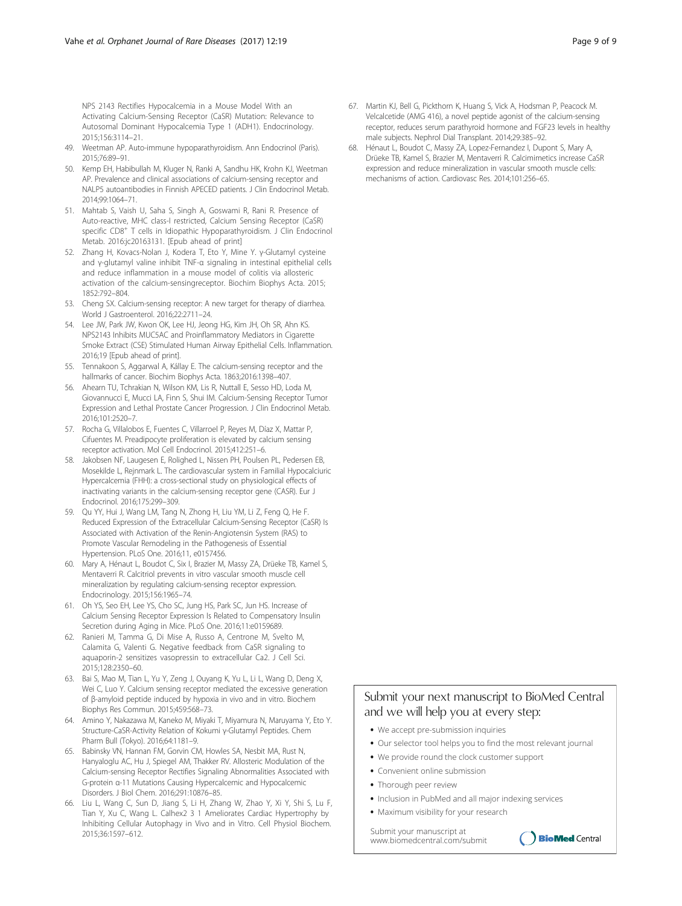NPS 2143 Rectifies Hypocalcemia in a Mouse Model With an Activating Calcium-Sensing Receptor (CaSR) Mutation: Relevance to Autosomal Dominant Hypocalcemia Type 1 (ADH1). Endocrinology. 2015;156:3114–21.

49. Weetman AP. Auto-immune hypoparathyroidism. Ann Endocrinol (Paris). 2015;76:89–91.
50. Kemp EH, Habibullah M, Kluger N, Ranki A, Sandhu HK, Krohn KJ, Weetman AP. Prevalence and clinical associations of calcium-sensing receptor and NALP5 autoantibodies in Finnish APECED patients. J Clin Endocrinol Metab. 2014;99:1064–71.
51. Mahtab S, Vaish U, Saha S, Singh A, Goswami R, Rani R. Presence of Auto-reactive, MHC class-I restricted, Calcium Sensing Receptor (CaSR) specific CD8+ T cells in Idiopathic Hypoparathyroidism. J Clin Endocrinol Metab. 2016:jc20163131. [Epub ahead of print]
52. Zhang H, Kovacs-Nolan J, Kodera T, Eto Y, Mine Y. γ-Glutamyl cysteine and γ-glutamyl valine inhibit TNF-α signaling in intestinal epithelial cells and reduce inflammation in a mouse model of colitis via allosteric activation of the calcium-sensingreceptor. Biochim Biophys Acta. 2015; 1852:792–804.
53. Cheng SX. Calcium-sensing receptor: A new target for therapy of diarrhea. World J Gastroenterol. 2016;22:2711–24.
54. Lee JW, Park JW, Kwon OK, Lee HJ, Jeong HG, Kim JH, Oh SR, Ahn KS. NPS2143 Inhibits MUC5AC and Proinflammatory Mediators in Cigarette Smoke Extract (CSE) Stimulated Human Airway Epithelial Cells. Inflammation. 2016;19 [Epub ahead of print].
55. Tennakoon S, Aggarwal A, Kállay E. The calcium-sensing receptor and the hallmarks of cancer. Biochim Biophys Acta. 1863;2016:1398–407.
56. Ahearn TU, Tchrakian N, Wilson KM, Lis R, Nuttall E, Sesso HD, Loda M, Giovannucci E, Mucci LA, Finn S, Shui IM. Calcium-Sensing Receptor Tumor Expression and Lethal Prostate Cancer Progression. J Clin Endocrinol Metab. 2016;101:2520–7.
57. Rocha G, Villalobos E, Fuentes C, Villarroel P, Reyes M, Díaz X, Mattar P, Cifuentes M. Preadipocyte proliferation is elevated by calcium sensing receptor activation. Mol Cell Endocrinol. 2015;412:251–6.
58. Jakobsen NF, Laugesen E, Rolighed L, Nissen PH, Poulsen PL, Pedersen EB, Mosekilde L, Rejnmark L. The cardiovascular system in Familial Hypocalciuric Hypercalcemia (FHH): a cross-sectional study on physiological effects of inactivating variants in the calcium-sensing receptor gene (CASR). Eur J Endocrinol. 2016;175:299–309.
59. Qu YY, Hui J, Wang LM, Tang N, Zhong H, Liu YM, Li Z, Feng Q, He F. Reduced Expression of the Extracellular Calcium-Sensing Receptor (CaSR) Is Associated with Activation of the Renin-Angiotensin System (RAS) to Promote Vascular Remodeling in the Pathogenesis of Essential Hypertension. PLoS One. 2016;11, e0157456.
60. Mary A, Hénaut L, Boudot C, Six I, Brazier M, Massy ZA, Drüeke TB, Kamel S, Mentaverri R. Calcitriol prevents in vitro vascular smooth muscle cell mineralization by regulating calcium-sensing receptor expression. Endocrinology. 2015;156:1965–74.
61. Oh YS, Seo EH, Lee YS, Cho SC, Jung HS, Park SC, Jun HS. Increase of Calcium Sensing Receptor Expression Is Related to Compensatory Insulin Secretion during Aging in Mice. PLoS One. 2016;11:e0159689.
62. Ranieri M, Tamma G, Di Mise A, Russo A, Centrone M, Svelto M, Calamita G, Valenti G. Negative feedback from CaSR signaling to aquaporin-2 sensitizes vasopressin to extracellular Ca2. J Cell Sci. 2015;128:2350–60.
63. Bai S, Mao M, Tian L, Yu Y, Zeng J, Ouyang K, Yu L, Li L, Wang D, Deng X, Wei C, Luo Y. Calcium sensing receptor mediated the excessive generation of β-amyloid peptide induced by hypoxia in vivo and in vitro. Biochem Biophys Res Commun. 2015;459:568–73.
64. Amino Y, Nakazawa M, Kaneko M, Miyaki T, Miyamura N, Maruyama Y, Eto Y. Structure-CaSR-Activity Relation of Kokumi γ-Glutamyl Peptides. Chem Pharm Bull (Tokyo). 2016;64:1181–9.
65. Babinsky VN, Hannan FM, Gorvin CM, Howles SA, Nesbit MA, Rust N, Hanyaloglu AC, Hu J, Spiegel AM, Thakker RV. Allosteric Modulation of the Calcium-sensing Receptor Rectifies Signaling Abnormalities Associated with G-protein α-11 Mutations Causing Hypercalcemic and Hypocalcemic Disorders. J Biol Chem. 2016;291:10876–85.
66. Liu L, Wang C, Sun D, Jiang S, Li H, Zhang W, Zhao Y, Xi Y, Shi S, Lu F, Tian Y, Xu C, Wang L. Calhex2 3 1 Ameliorates Cardiac Hypertrophy by Inhibiting Cellular Autophagy in Vivo and in Vitro. Cell Physiol Biochem. 2015;36:1597–612.
67. Martin KJ, Bell G, Pickthorn K, Huang S, Vick A, Hodsman P, Peacock M. Velcalcetide (AMG 416), a novel peptide agonist of the calcium-sensing receptor, reduces serum parathyroid hormone and FGF23 levels in healthy male subjects. Nephrol Dial Transplant. 2014;29:385–92.
68. Hénaut L, Boudot C, Massy ZA, Lopez-Fernandez I, Dupont S, Mary A, Drüeke TB, Kamel S, Brazier M, Mentaverri R. Calcimimetics increase CaSR expression and reduce mineralization in vascular smooth muscle cells: mechanisms of action. Cardiovasc Res. 2014;101:256–65.

Submit your next manuscript to BioMed Central and we will help you at every step:

- We accept pre-submission inquiries
- Our selector tool helps you to find the most relevant journal
- We provide round the clock customer support
- Convenient online submission
- Thorough peer review
- Inclusion in PubMed and all major indexing services
- Maximum visibility for your research

Submit your manuscript at
www.biomedcentral.com/submit

BioMed Central